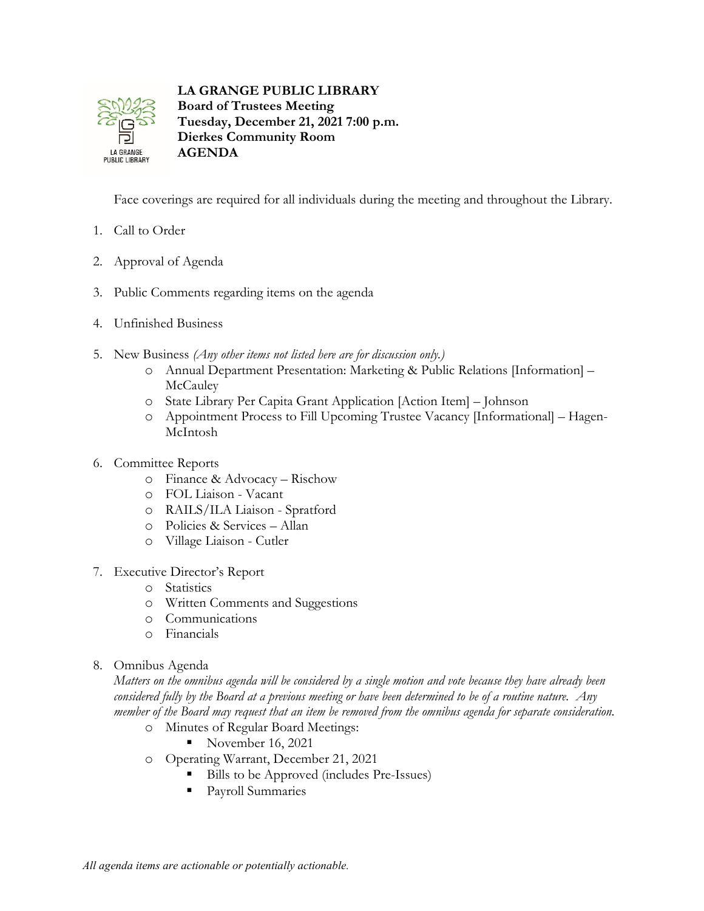**LA GRANGE PUBLIC LIBRARY**
**Board of Trustees Meeting**
**Tuesday, December 21, 2021 7:00 p.m.**
**Dierkes Community Room**
**AGENDA**

Face coverings are required for all individuals during the meeting and throughout the Library.

1. Call to Order
2. Approval of Agenda
3. Public Comments regarding items on the agenda
4. Unfinished Business
5. New Business *(Any other items not listed here are for discussion only.)*
   - Annual Department Presentation: Marketing & Public Relations [Information] – McCauley
   - State Library Per Capita Grant Application [Action Item] – Johnson
   - Appointment Process to Fill Upcoming Trustee Vacancy [Informational] – Hagen-McIntosh
6. Committee Reports
   - Finance & Advocacy – Rischow
   - FOL Liaison - Vacant
   - RAILS/ILA Liaison - Spratford
   - Policies & Services – Allan
   - Village Liaison - Cutler
7. Executive Director's Report
   - Statistics
   - Written Comments and Suggestions
   - Communications
   - Financials
8. Omnibus Agenda
   *Matters on the omnibus agenda will be considered by a single motion and vote because they have already been considered fully by the Board at a previous meeting or have been determined to be of a routine nature. Any member of the Board may request that an item be removed from the omnibus agenda for separate consideration.*
   - Minutes of Regular Board Meetings:
     - November 16, 2021
   - Operating Warrant, December 21, 2021
     - Bills to be Approved (includes Pre-Issues)
     - Payroll Summaries

*All agenda items are actionable or potentially actionable.*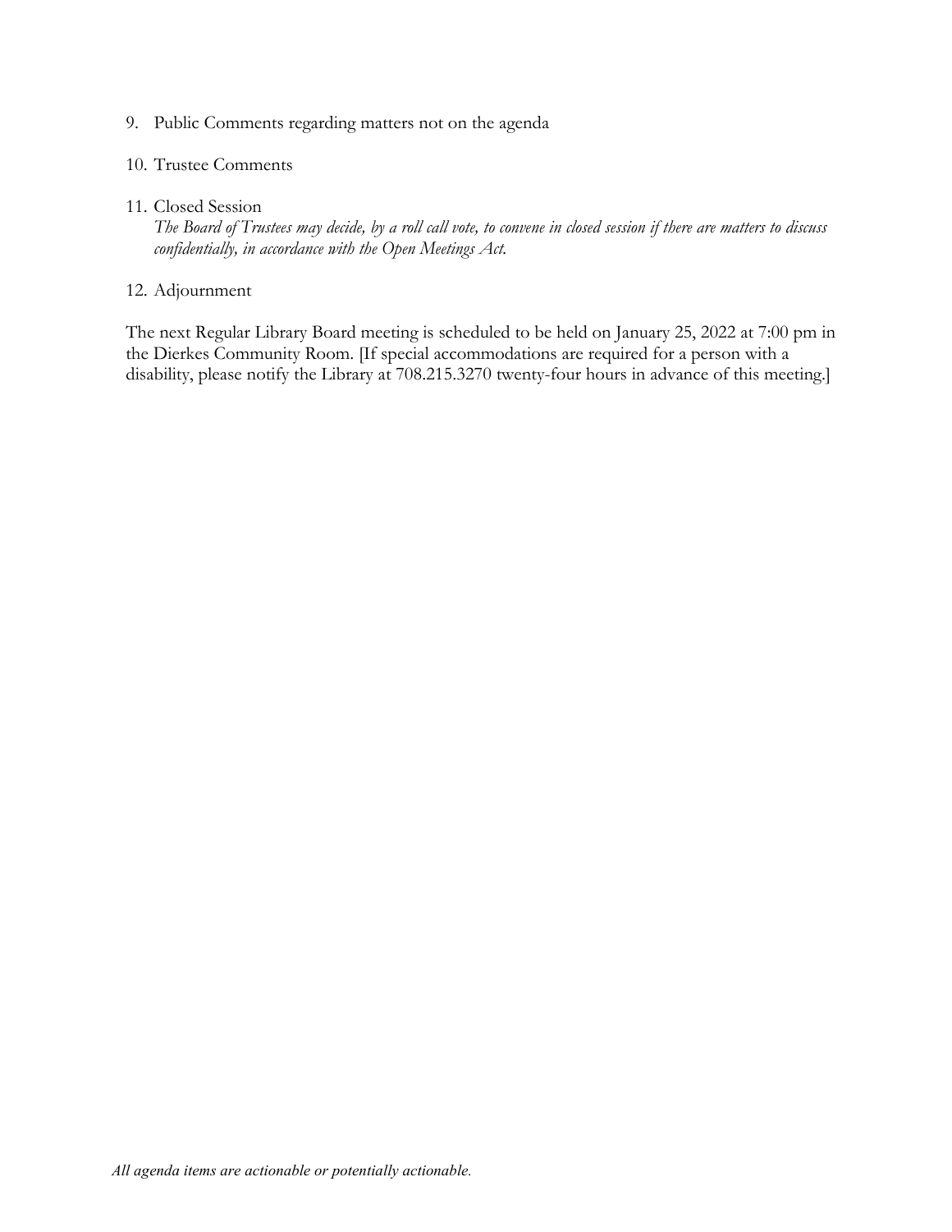9. Public Comments regarding matters not on the agenda

10. Trustee Comments

11. Closed Session
    *The Board of Trustees may decide, by a roll call vote, to convene in closed session if there are matters to discuss confidentially, in accordance with the Open Meetings Act.*

12. Adjournment

The next Regular Library Board meeting is scheduled to be held on January 25, 2022 at 7:00 pm in the Dierkes Community Room. [If special accommodations are required for a person with a disability, please notify the Library at 708.215.3270 twenty-four hours in advance of this meeting.]

*All agenda items are actionable or potentially actionable.*